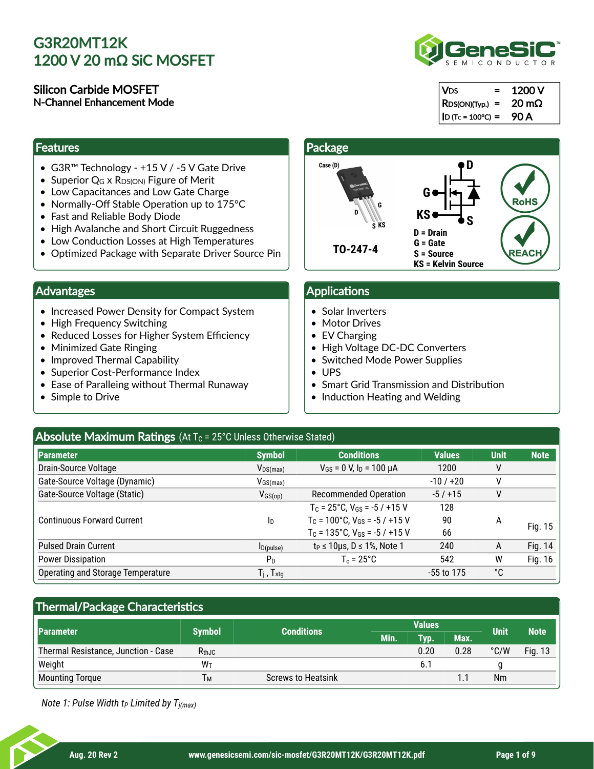# G3R20MT12K
# 1200 V 20 mΩ SiC MOSFET

## Silicon Carbide MOSFET
**N-Channel Enhancement Mode**

| | | |
|---|---|---|
| $V_{DS}$ | = | 1200 V |
| $R_{DS(ON)(Typ.)}$ | = | 20 mΩ |
| $I_D$ ($T_C$ = 100°C) | = | 90 A |

## Features

- G3R™ Technology - +15 V / -5 V Gate Drive
- Superior $Q_G$ x $R_{DS(ON)}$ Figure of Merit
- Low Capacitances and Low Gate Charge
- Normally-Off Stable Operation up to 175°C
- Fast and Reliable Body Diode
- High Avalanche and Short Circuit Ruggedness
- Low Conduction Losses at High Temperatures
- Optimized Package with Separate Driver Source Pin

## Package

Case (D)

TO-247-4

D = Drain
G = Gate
S = Source
KS = Kelvin Source

RoHS

REACH

## Advantages

- Increased Power Density for Compact System
- High Frequency Switching
- Reduced Losses for Higher System Efficiency
- Minimized Gate Ringing
- Improved Thermal Capability
- Superior Cost-Performance Index
- Ease of Paralleing without Thermal Runaway
- Simple to Drive

## Applications

- Solar Inverters
- Motor Drives
- EV Charging
- High Voltage DC-DC Converters
- Switched Mode Power Supplies
- UPS
- Smart Grid Transmission and Distribution
- Induction Heating and Welding

## Absolute Maximum Ratings (At $T_C$ = 25°C Unless Otherwise Stated)

| Parameter | Symbol | Conditions | Values | Unit | Note |
|---|---|---|---|---|---|
| Drain-Source Voltage | $V_{DS(max)}$ | $V_{GS}$ = 0 V, $I_D$ = 100 µA | 1200 | V | |
| Gate-Source Voltage (Dynamic) | $V_{GS(max)}$ | | -10 / +20 | V | |
| Gate-Source Voltage (Static) | $V_{GS(op)}$ | Recommended Operation | -5 / +15 | V | |
| Continuous Forward Current | $I_D$ | $T_C$ = 25°C, $V_{GS}$ = -5 / +15 V | 128 | A | Fig. 15 |
| | | $T_C$ = 100°C, $V_{GS}$ = -5 / +15 V | 90 | | |
| | | $T_C$ = 135°C, $V_{GS}$ = -5 / +15 V | 66 | | |
| Pulsed Drain Current | $I_{D(pulse)}$ | $t_P$ ≤ 10µs, D ≤ 1%, Note 1 | 240 | A | Fig. 14 |
| Power Dissipation | $P_D$ | $T_c$ = 25°C | 542 | W | Fig. 16 |
| Operating and Storage Temperature | $T_j$ , $T_{stg}$ | | -55 to 175 | °C | |

## Thermal/Package Characteristics

| Parameter | Symbol | Conditions | Values | | | Unit | Note |
|---|---|---|---|---|---|---|---|
| | | | Min. | Typ. | Max. | | |
| Thermal Resistance, Junction - Case | $R_{thJC}$ | | | 0.20 | 0.28 | °C/W | Fig. 13 |
| Weight | $W_T$ | | | 6.1 | | g | |
| Mounting Torque | $T_M$ | Screws to Heatsink | | | 1.1 | Nm | |

*Note 1: Pulse Width $t_P$ Limited by $T_{j(max)}$*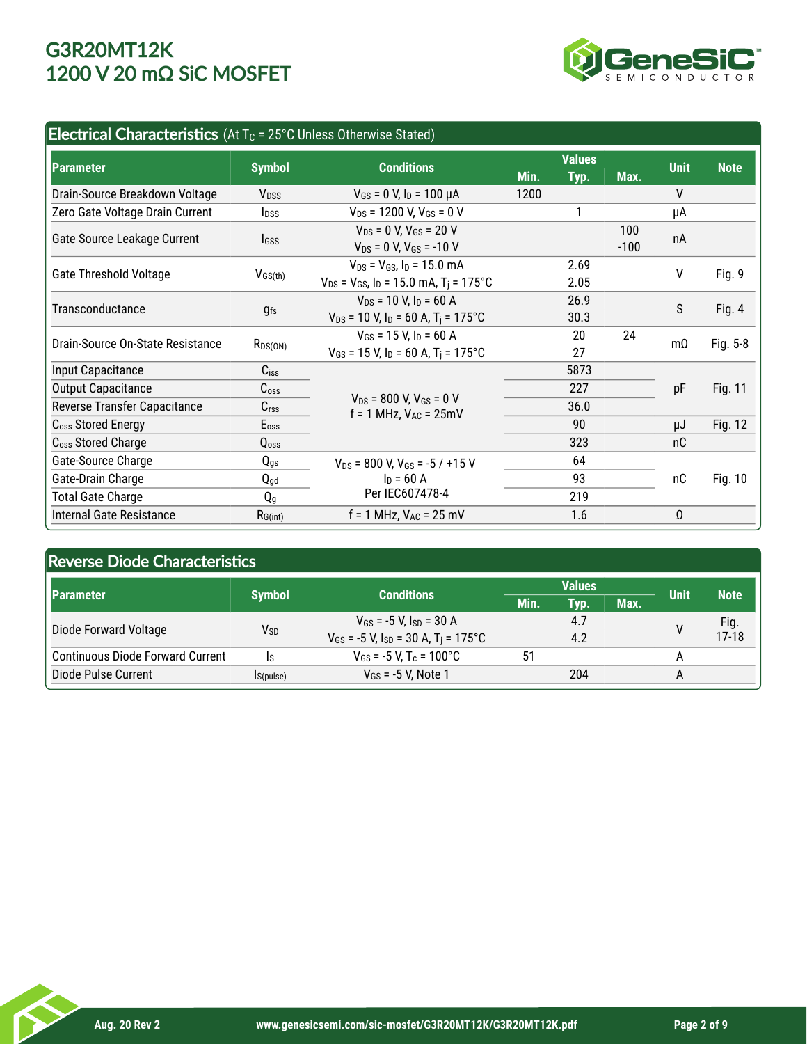## Electrical Characteristics (At $T_C$ = 25°C Unless Otherwise Stated)

| Parameter | Symbol | Conditions | Values | | | Unit | Note |
|---|---|---|---|---|---|---|---|
| | | | Min. | Typ. | Max. | | |
| Drain-Source Breakdown Voltage | $V_{DSS}$ | $V_{GS}$ = 0 V, $I_D$ = 100 µA | 1200 | | | V | |
| Zero Gate Voltage Drain Current | $I_{DSS}$ | $V_{DS}$ = 1200 V, $V_{GS}$ = 0 V | | 1 | | µA | |
| Gate Source Leakage Current | $I_{GSS}$ | $V_{DS}$ = 0 V, $V_{GS}$ = 20 V | | | 100 | nA | |
| | | $V_{DS}$ = 0 V, $V_{GS}$ = -10 V | | | -100 | | |
| Gate Threshold Voltage | $V_{GS(th)}$ | $V_{DS}$ = $V_{GS}$, $I_D$ = 15.0 mA | | 2.69 | | V | Fig. 9 |
| | | $V_{DS}$ = $V_{GS}$, $I_D$ = 15.0 mA, $T_j$ = 175°C | | 2.05 | | | |
| Transconductance | $g_{fs}$ | $V_{DS}$ = 10 V, $I_D$ = 60 A | | 26.9 | | S | Fig. 4 |
| | | $V_{DS}$ = 10 V, $I_D$ = 60 A, $T_j$ = 175°C | | 30.3 | | | |
| Drain-Source On-State Resistance | $R_{DS(ON)}$ | $V_{GS}$ = 15 V, $I_D$ = 60 A | | 20 | 24 | mΩ | Fig. 5-8 |
| | | $V_{GS}$ = 15 V, $I_D$ = 60 A, $T_j$ = 175°C | | 27 | | | |
| Input Capacitance | $C_{iss}$ | $V_{DS}$ = 800 V, $V_{GS}$ = 0 V<br>f = 1 MHz, $V_{AC}$ = 25mV | | 5873 | | pF | Fig. 11 |
| Output Capacitance | $C_{oss}$ | | | 227 | | | |
| Reverse Transfer Capacitance | $C_{rss}$ | | | 36.0 | | | |
| $C_{oss}$ Stored Energy | $E_{oss}$ | | | 90 | | µJ | Fig. 12 |
| $C_{oss}$ Stored Charge | $Q_{oss}$ | | | 323 | | nC | |
| Gate-Source Charge | $Q_{gs}$ | $V_{DS}$ = 800 V, $V_{GS}$ = -5 / +15 V<br>$I_D$ = 60 A<br>Per IEC607478-4 | | 64 | | nC | Fig. 10 |
| Gate-Drain Charge | $Q_{gd}$ | | | 93 | | | |
| Total Gate Charge | $Q_g$ | | | 219 | | | |
| Internal Gate Resistance | $R_{G(int)}$ | f = 1 MHz, $V_{AC}$ = 25 mV | | 1.6 | | Ω | |

## Reverse Diode Characteristics

| Parameter | Symbol | Conditions | Values | | | Unit | Note |
|---|---|---|---|---|---|---|---|
| | | | Min. | Typ. | Max. | | |
| Diode Forward Voltage | $V_{SD}$ | $V_{GS}$ = -5 V, $I_{SD}$ = 30 A | | 4.7 | | V | Fig. 17-18 |
| | | $V_{GS}$ = -5 V, $I_{SD}$ = 30 A, $T_j$ = 175°C | | 4.2 | | | |
| Continuous Diode Forward Current | $I_S$ | $V_{GS}$ = -5 V, $T_c$ = 100°C | 51 | | | A | |
| Diode Pulse Current | $I_{S(pulse)}$ | $V_{GS}$ = -5 V, Note 1 | | 204 | | A | |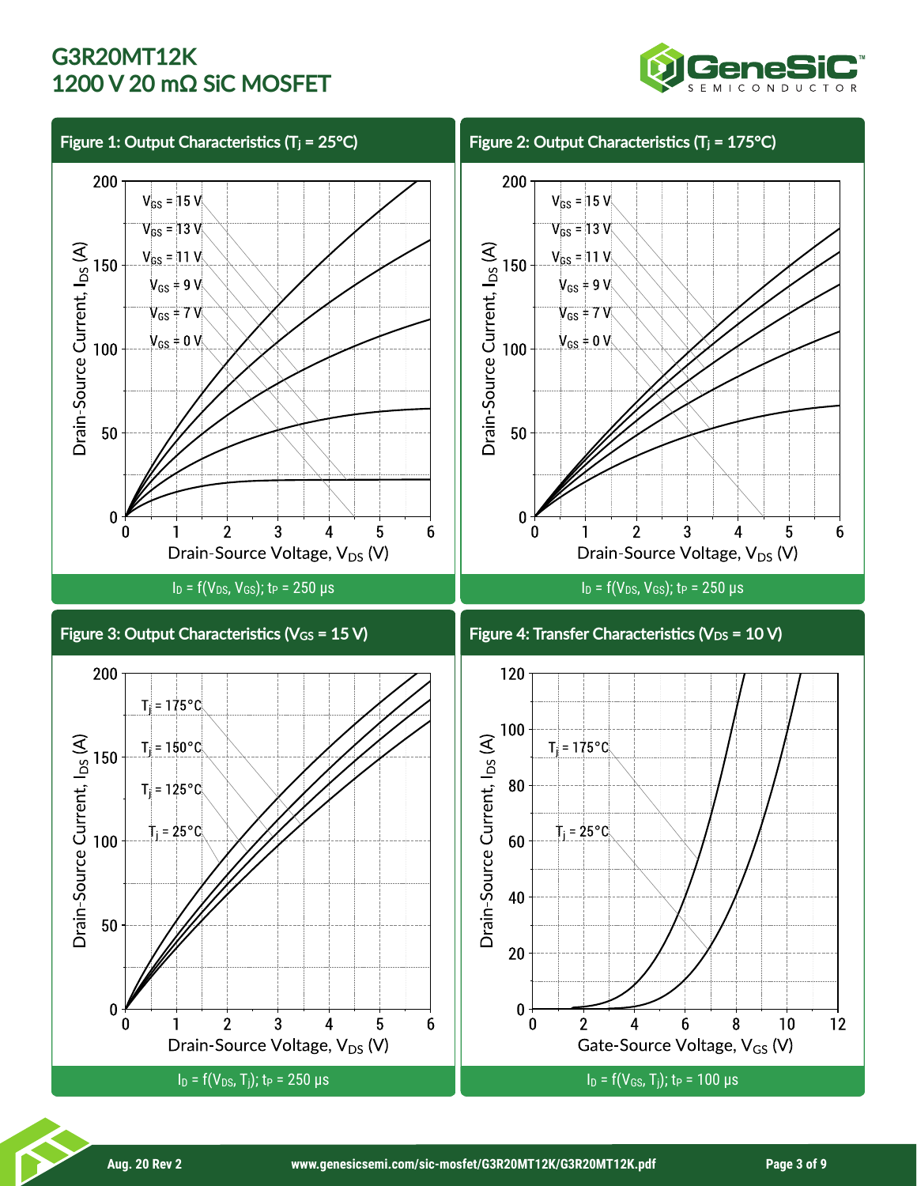## Figure 1: Output Characteristics ($T_j$ = 25°C)

$I_D = f(V_{DS}, V_{GS})$; $t_P$ = 250 µs

## Figure 2: Output Characteristics ($T_j$ = 175°C)

$I_D = f(V_{DS}, V_{GS})$; $t_P$ = 250 µs

## Figure 3: Output Characteristics ($V_{GS}$ = 15 V)

$I_D = f(V_{DS}, T_j)$; $t_P$ = 250 µs

## Figure 4: Transfer Characteristics ($V_{DS}$ = 10 V)

$I_D = f(V_{GS}, T_j)$; $t_P$ = 100 µs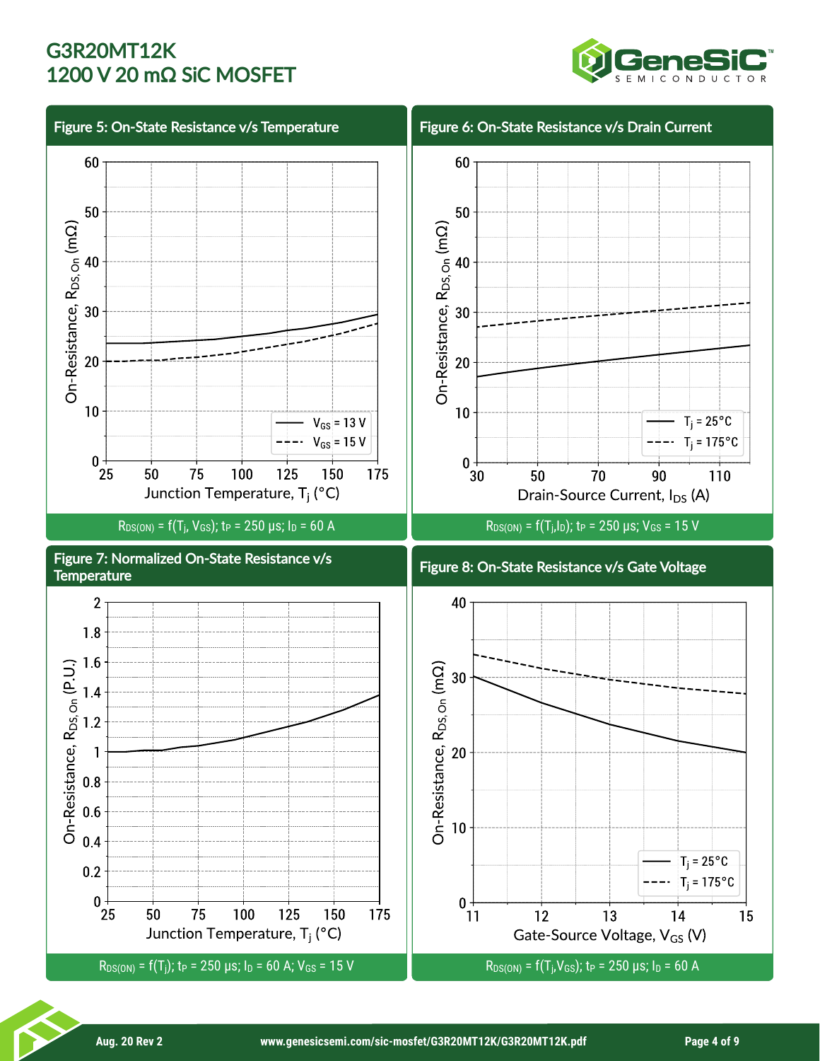## Figure 5: On-State Resistance v/s Temperature

$R_{DS(ON)} = f(T_j, V_{GS})$; $t_P$ = 250 µs; $I_D$ = 60 A

## Figure 6: On-State Resistance v/s Drain Current

$R_{DS(ON)} = f(T_j, I_D)$; $t_P$ = 250 µs; $V_{GS}$ = 15 V

## Figure 7: Normalized On-State Resistance v/s Temperature

$R_{DS(ON)} = f(T_j)$; $t_P$ = 250 µs; $I_D$ = 60 A; $V_{GS}$ = 15 V

## Figure 8: On-State Resistance v/s Gate Voltage

$R_{DS(ON)} = f(T_j, V_{GS})$; $t_P$ = 250 µs; $I_D$ = 60 A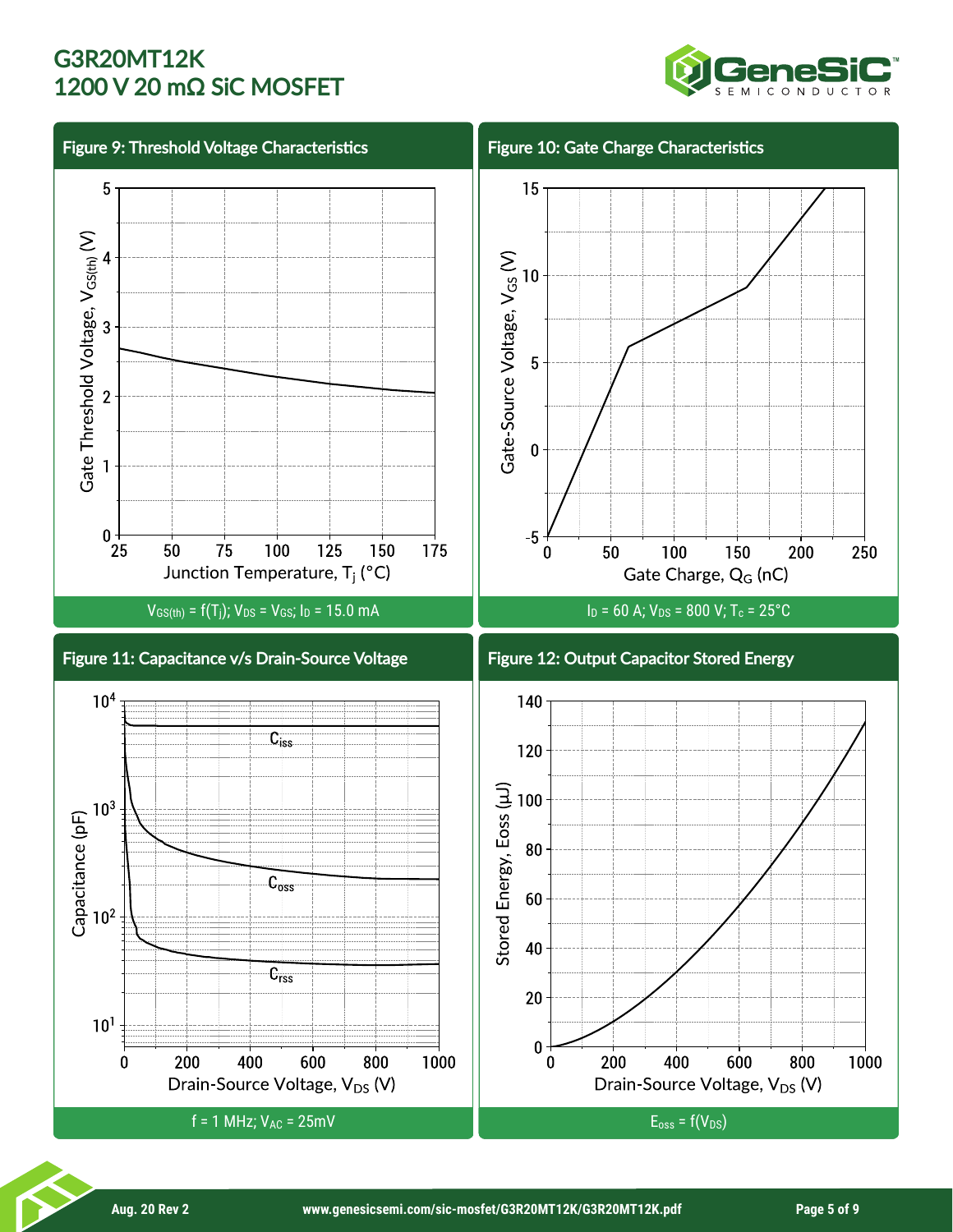## Figure 9: Threshold Voltage Characteristics

$V_{GS(th)} = f(T_j)$; $V_{DS} = V_{GS}$; $I_D = 15.0$ mA

## Figure 10: Gate Charge Characteristics

$I_D = 60$ A; $V_{DS} = 800$ V; $T_c = 25°C$

## Figure 11: Capacitance v/s Drain-Source Voltage

f = 1 MHz; $V_{AC} = 25$mV

## Figure 12: Output Capacitor Stored Energy

$E_{oss} = f(V_{DS})$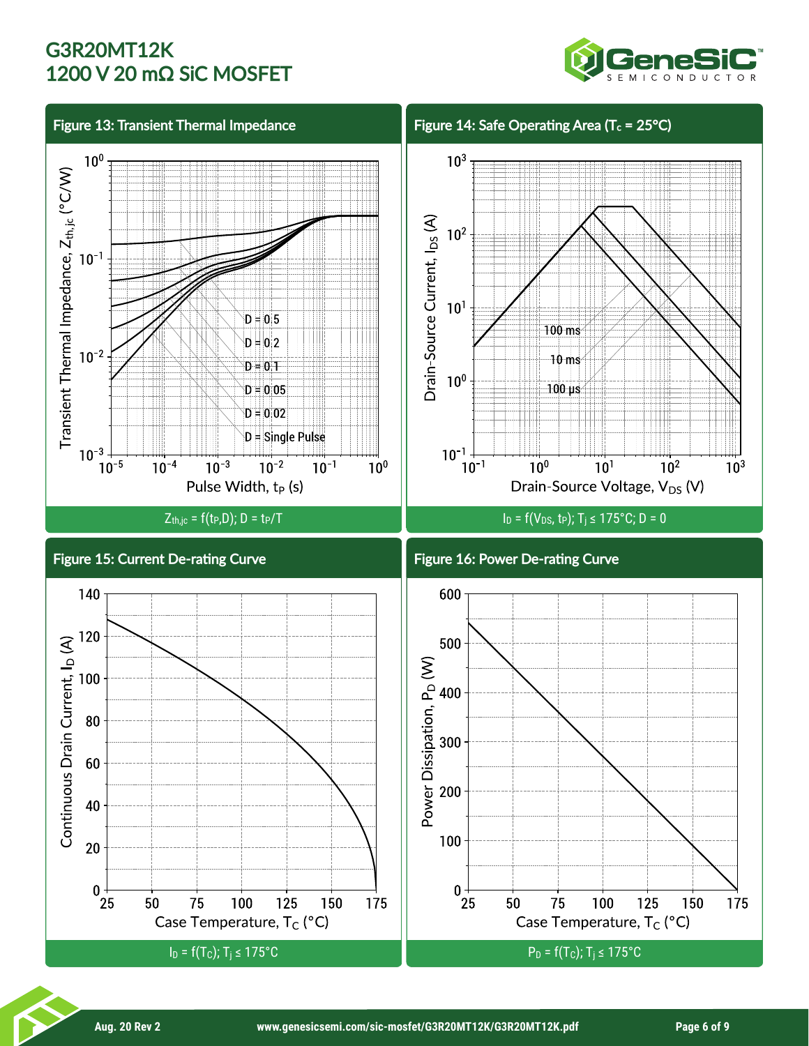## Figure 13: Transient Thermal Impedance

$Z_{th,jc} = f(t_P, D)$; $D = t_P/T$

## Figure 14: Safe Operating Area ($T_c$ = 25°C)

$I_D = f(V_{DS}, t_P)$; $T_j \leq 175°C$; D = 0

## Figure 15: Current De-rating Curve

$I_D = f(T_C)$; $T_j \leq 175°C$

## Figure 16: Power De-rating Curve

$P_D = f(T_C)$; $T_j \leq 175°C$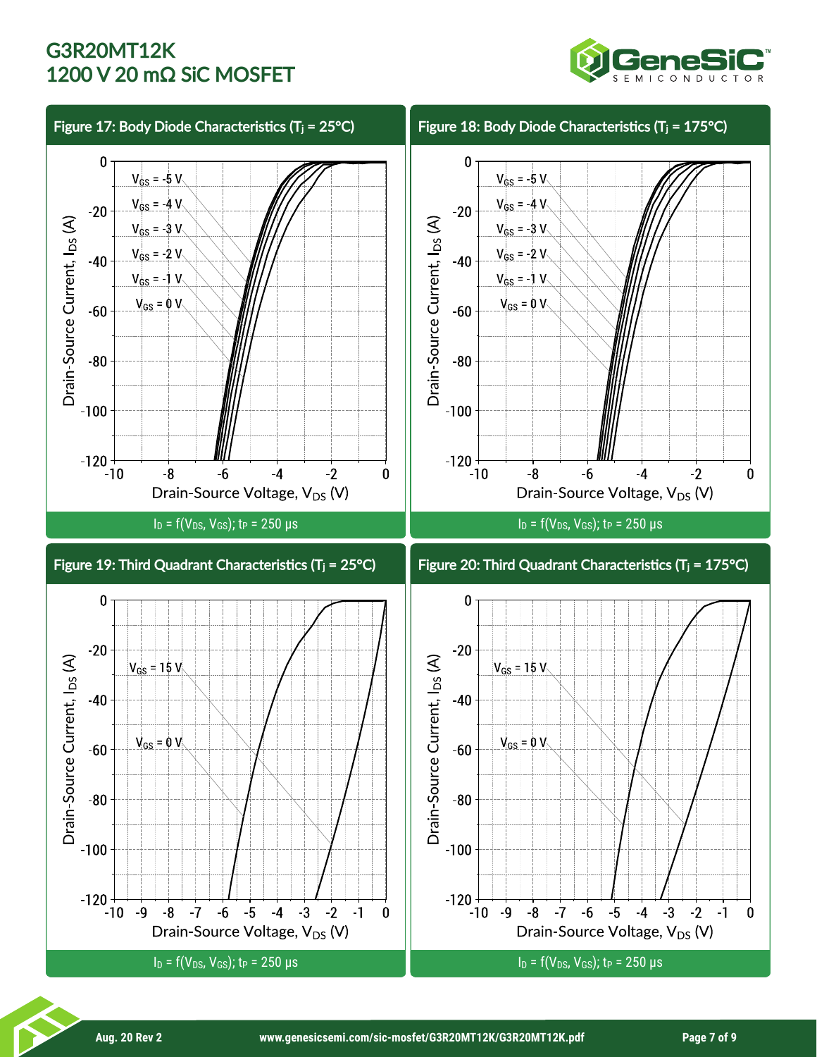## Figure 17: Body Diode Characteristics ($T_j$ = 25°C)

$I_D = f(V_{DS}, V_{GS})$; $t_P$ = 250 µs

## Figure 18: Body Diode Characteristics ($T_j$ = 175°C)

$I_D = f(V_{DS}, V_{GS})$; $t_P$ = 250 µs

## Figure 19: Third Quadrant Characteristics ($T_j$ = 25°C)

$I_D = f(V_{DS}, V_{GS})$; $t_P$ = 250 µs

## Figure 20: Third Quadrant Characteristics ($T_j$ = 175°C)

$I_D = f(V_{DS}, V_{GS})$; $t_P$ = 250 µs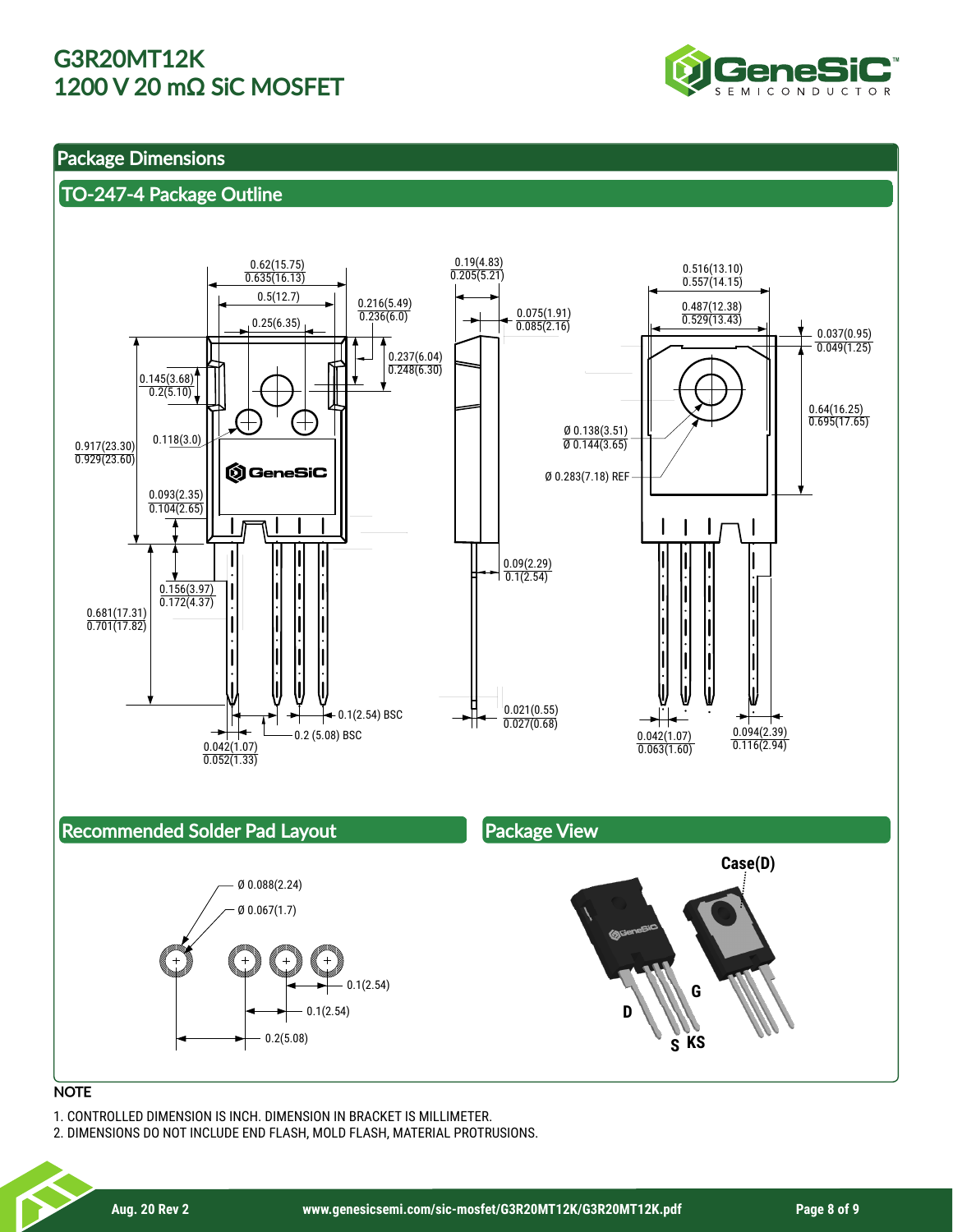## Package Dimensions

### TO-247-4 Package Outline

0.62(15.75) / 0.635(16.13)
0.5(12.7)
0.25(6.35)
0.216(5.49) / 0.236(6.0)
0.237(6.04) / 0.248(6.30)
0.145(3.68) / 0.2(5.10)
0.118(3.0)
0.917(23.30) / 0.929(23.60)
0.093(2.35) / 0.104(2.65)
0.156(3.97) / 0.172(4.37)
0.681(17.31) / 0.701(17.82)
0.1(2.54) BSC
0.2 (5.08) BSC
0.042(1.07) / 0.052(1.33)
0.19(4.83) / 0.205(5.21)
0.075(1.91) / 0.085(2.16)
0.09(2.29) / 0.1(2.54)
0.021(0.55) / 0.027(0.68)
Ø 0.138(3.51) / Ø 0.144(3.65)
Ø 0.283(7.18) REF
0.516(13.10) / 0.557(14.15)
0.487(12.38) / 0.529(13.43)
0.037(0.95) / 0.049(1.25)
0.64(16.25) / 0.695(17.65)
0.042(1.07) / 0.063(1.60)
0.094(2.39) / 0.116(2.94)

### Recommended Solder Pad Layout

Ø 0.088(2.24)
Ø 0.067(1.7)
0.1(2.54)
0.1(2.54)
0.2(5.08)

### Package View

Case(D)
D
G
S
KS

**NOTE**

1. CONTROLLED DIMENSION IS INCH. DIMENSION IN BRACKET IS MILLIMETER.
2. DIMENSIONS DO NOT INCLUDE END FLASH, MOLD FLASH, MATERIAL PROTRUSIONS.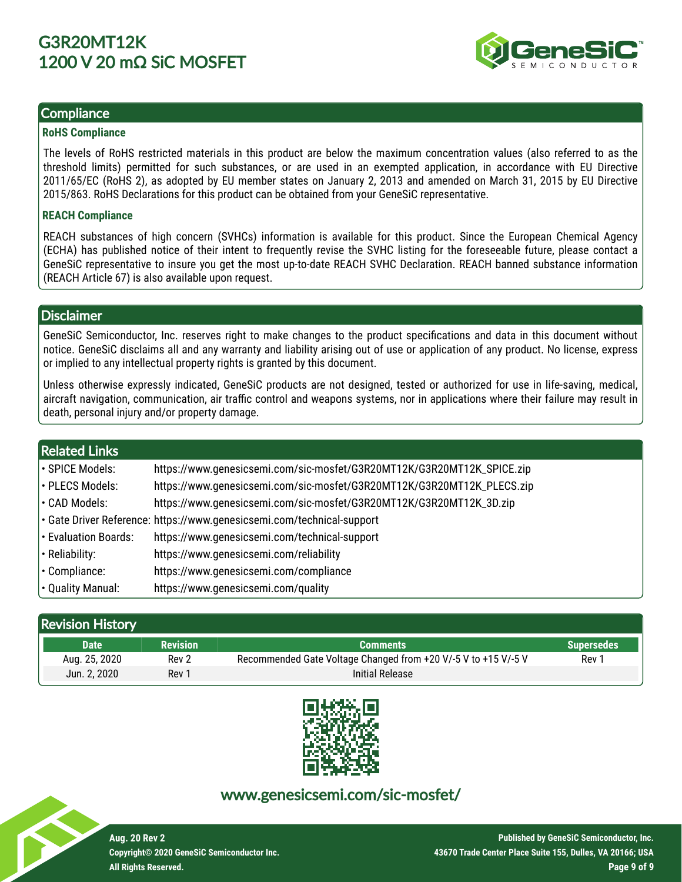## Compliance

### RoHS Compliance

The levels of RoHS restricted materials in this product are below the maximum concentration values (also referred to as the threshold limits) permitted for such substances, or are used in an exempted application, in accordance with EU Directive 2011/65/EC (RoHS 2), as adopted by EU member states on January 2, 2013 and amended on March 31, 2015 by EU Directive 2015/863. RoHS Declarations for this product can be obtained from your GeneSiC representative.

### REACH Compliance

REACH substances of high concern (SVHCs) information is available for this product. Since the European Chemical Agency (ECHA) has published notice of their intent to frequently revise the SVHC listing for the foreseeable future, please contact a GeneSiC representative to insure you get the most up-to-date REACH SVHC Declaration. REACH banned substance information (REACH Article 67) is also available upon request.

## Disclaimer

GeneSiC Semiconductor, Inc. reserves right to make changes to the product specifications and data in this document without notice. GeneSiC disclaims all and any warranty and liability arising out of use or application of any product. No license, express or implied to any intellectual property rights is granted by this document.

Unless otherwise expressly indicated, GeneSiC products are not designed, tested or authorized for use in life-saving, medical, aircraft navigation, communication, air traffic control and weapons systems, nor in applications where their failure may result in death, personal injury and/or property damage.

## Related Links

- SPICE Models: https://www.genesicsemi.com/sic-mosfet/G3R20MT12K/G3R20MT12K_SPICE.zip
- PLECS Models: https://www.genesicsemi.com/sic-mosfet/G3R20MT12K/G3R20MT12K_PLECS.zip
- CAD Models: https://www.genesicsemi.com/sic-mosfet/G3R20MT12K/G3R20MT12K_3D.zip
- Gate Driver Reference: https://www.genesicsemi.com/technical-support
- Evaluation Boards: https://www.genesicsemi.com/technical-support
- Reliability: https://www.genesicsemi.com/reliability
- Compliance: https://www.genesicsemi.com/compliance
- Quality Manual: https://www.genesicsemi.com/quality

## Revision History

| Date | Revision | Comments | Supersedes |
|---|---|---|---|
| Aug. 25, 2020 | Rev 2 | Recommended Gate Voltage Changed from +20 V/-5 V to +15 V/-5 V | Rev 1 |
| Jun. 2, 2020 | Rev 1 | Initial Release | |

www.genesicsemi.com/sic-mosfet/